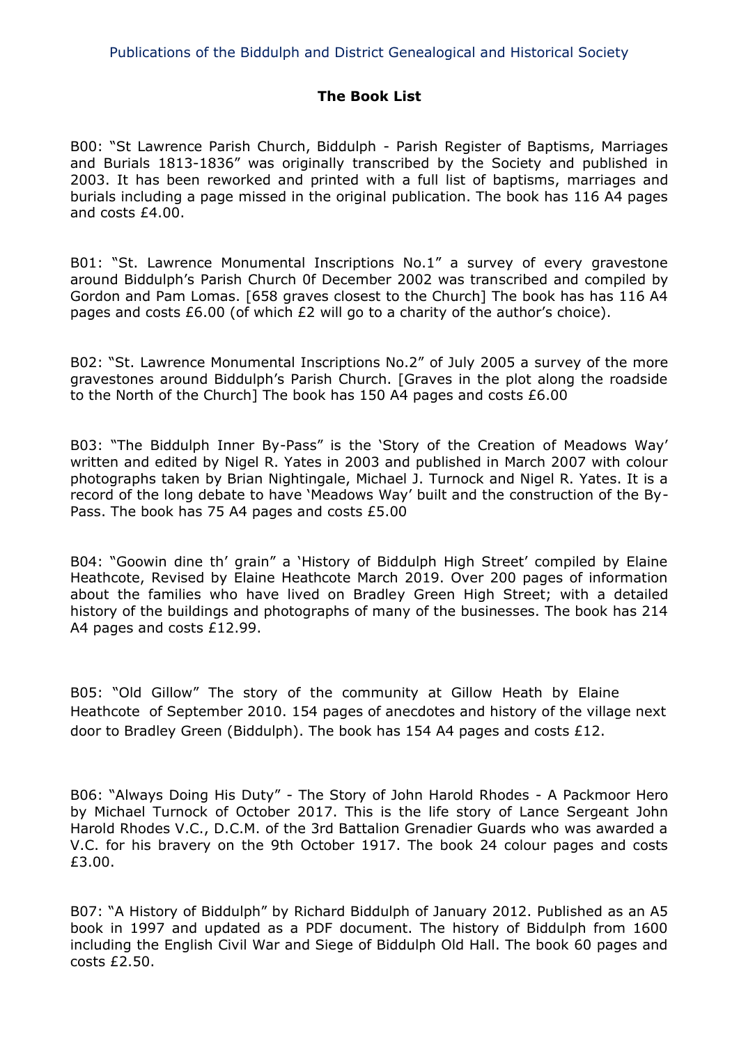Publications of the Biddulph and District Genealogical and Historical Society

## The Book List

B00: "St Lawrence Parish Church, Biddulph - Parish Register of Baptisms, Marriages and Burials 1813-1836" was originally transcribed by the Society and published in 2003. It has been reworked and printed with a full list of baptisms, marriages and burials including a page missed in the original publication. The book has 116 A4 pages and costs £4.00.

B01: "St. Lawrence Monumental Inscriptions No.1" a survey of every gravestone around Biddulph's Parish Church 0f December 2002 was transcribed and compiled by Gordon and Pam Lomas. [658 graves closest to the Church] The book has has 116 A4 pages and costs £6.00 (of which £2 will go to a charity of the author's choice).

B02: "St. Lawrence Monumental Inscriptions No.2" of July 2005 a survey of the more gravestones around Biddulph's Parish Church. [Graves in the plot along the roadside to the North of the Church] The book has 150 A4 pages and costs £6.00

B03: "The Biddulph Inner By-Pass" is the 'Story of the Creation of Meadows Way' written and edited by Nigel R. Yates in 2003 and published in March 2007 with colour photographs taken by Brian Nightingale, Michael J. Turnock and Nigel R. Yates. It is a record of the long debate to have 'Meadows Way' built and the construction of the By-Pass. The book has 75 A4 pages and costs £5.00

B04: "Goowin dine th' grain" a 'History of Biddulph High Street' compiled by Elaine Heathcote, Revised by Elaine Heathcote March 2019. Over 200 pages of information about the families who have lived on Bradley Green High Street; with a detailed history of the buildings and photographs of many of the businesses. The book has 214 A4 pages and costs £12.99.

B05: "Old Gillow" The story of the community at Gillow Heath by Elaine Heathcote of September 2010. 154 pages of anecdotes and history of the village next door to Bradley Green (Biddulph). The book has 154 A4 pages and costs £12.

B06: "Always Doing His Duty" - The Story of John Harold Rhodes - A Packmoor Hero by Michael Turnock of October 2017. This is the life story of Lance Sergeant John Harold Rhodes V.C., D.C.M. of the 3rd Battalion Grenadier Guards who was awarded a V.C. for his bravery on the 9th October 1917. The book 24 colour pages and costs £3.00.

B07: "A History of Biddulph" by Richard Biddulph of January 2012. Published as an A5 book in 1997 and updated as a PDF document. The history of Biddulph from 1600 including the English Civil War and Siege of Biddulph Old Hall. The book 60 pages and costs £2.50.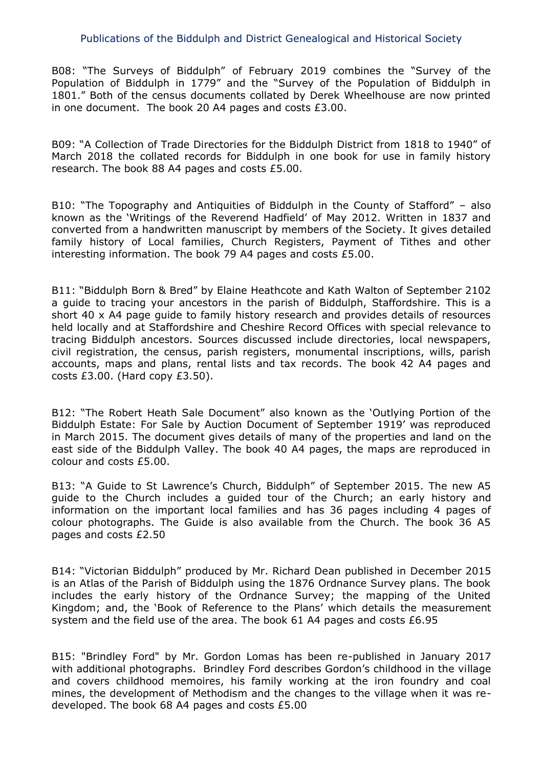B08: "The Surveys of Biddulph" of February 2019 combines the "Survey of the Population of Biddulph in 1779" and the "Survey of the Population of Biddulph in 1801." Both of the census documents collated by Derek Wheelhouse are now printed in one document. The book 20 A4 pages and costs £3.00.

B09: "A Collection of Trade Directories for the Biddulph District from 1818 to 1940" of March 2018 the collated records for Biddulph in one book for use in family history research. The book 88 A4 pages and costs £5.00.

B10: "The Topography and Antiquities of Biddulph in the County of Stafford" – also known as the 'Writings of the Reverend Hadfield' of May 2012. Written in 1837 and converted from a handwritten manuscript by members of the Society. It gives detailed family history of Local families, Church Registers, Payment of Tithes and other interesting information. The book 79 A4 pages and costs £5.00.

B11: "Biddulph Born & Bred" by Elaine Heathcote and Kath Walton of September 2102 a guide to tracing your ancestors in the parish of Biddulph, Staffordshire. This is a short 40 x A4 page guide to family history research and provides details of resources held locally and at Staffordshire and Cheshire Record Offices with special relevance to tracing Biddulph ancestors. Sources discussed include directories, local newspapers, civil registration, the census, parish registers, monumental inscriptions, wills, parish accounts, maps and plans, rental lists and tax records. The book 42 A4 pages and costs £3.00. (Hard copy £3.50).

B12: "The Robert Heath Sale Document" also known as the 'Outlying Portion of the Biddulph Estate: For Sale by Auction Document of September 1919' was reproduced in March 2015. The document gives details of many of the properties and land on the east side of the Biddulph Valley. The book 40 A4 pages, the maps are reproduced in colour and costs £5.00.

B13: "A Guide to St Lawrence's Church, Biddulph" of September 2015. The new A5 guide to the Church includes a guided tour of the Church; an early history and information on the important local families and has 36 pages including 4 pages of colour photographs. The Guide is also available from the Church. The book 36 A5 pages and costs £2.50

B14: "Victorian Biddulph" produced by Mr. Richard Dean published in December 2015 is an Atlas of the Parish of Biddulph using the 1876 Ordnance Survey plans. The book includes the early history of the Ordnance Survey; the mapping of the United Kingdom; and, the 'Book of Reference to the Plans' which details the measurement system and the field use of the area. The book 61 A4 pages and costs £6.95

B15: "Brindley Ford" by Mr. Gordon Lomas has been re-published in January 2017 with additional photographs. Brindley Ford describes Gordon's childhood in the village and covers childhood memoires, his family working at the iron foundry and coal mines, the development of Methodism and the changes to the village when it was re-developed. The book 68 A4 pages and costs £5.00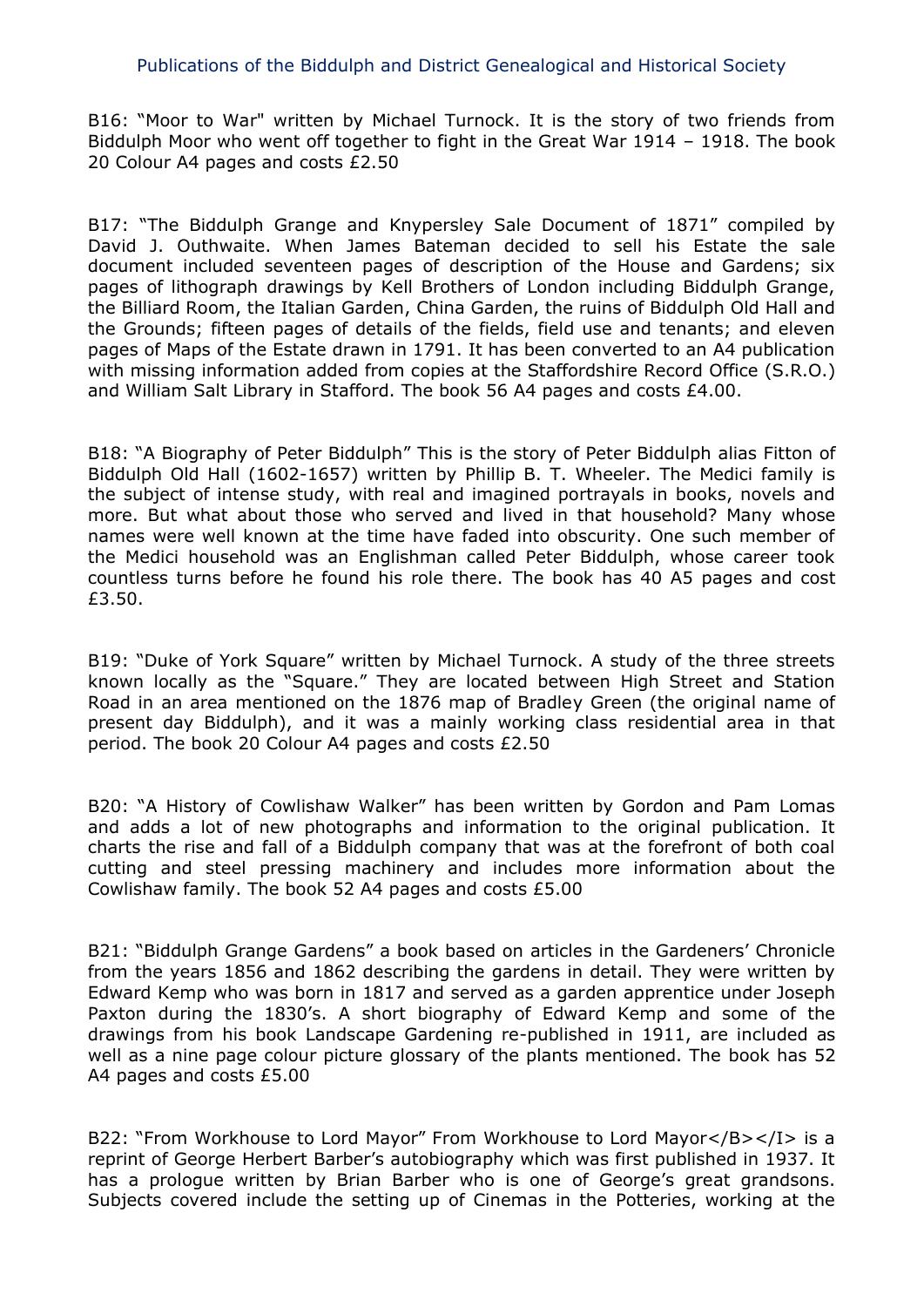B16: "Moor to War" written by Michael Turnock. It is the story of two friends from Biddulph Moor who went off together to fight in the Great War 1914 – 1918. The book 20 Colour A4 pages and costs £2.50

B17: "The Biddulph Grange and Knypersley Sale Document of 1871" compiled by David J. Outhwaite. When James Bateman decided to sell his Estate the sale document included seventeen pages of description of the House and Gardens; six pages of lithograph drawings by Kell Brothers of London including Biddulph Grange, the Billiard Room, the Italian Garden, China Garden, the ruins of Biddulph Old Hall and the Grounds; fifteen pages of details of the fields, field use and tenants; and eleven pages of Maps of the Estate drawn in 1791. It has been converted to an A4 publication with missing information added from copies at the Staffordshire Record Office (S.R.O.) and William Salt Library in Stafford. The book 56 A4 pages and costs £4.00.

B18: "A Biography of Peter Biddulph" This is the story of Peter Biddulph alias Fitton of Biddulph Old Hall (1602-1657) written by Phillip B. T. Wheeler. The Medici family is the subject of intense study, with real and imagined portrayals in books, novels and more. But what about those who served and lived in that household? Many whose names were well known at the time have faded into obscurity. One such member of the Medici household was an Englishman called Peter Biddulph, whose career took countless turns before he found his role there. The book has 40 A5 pages and cost £3.50.

B19: "Duke of York Square" written by Michael Turnock. A study of the three streets known locally as the "Square." They are located between High Street and Station Road in an area mentioned on the 1876 map of Bradley Green (the original name of present day Biddulph), and it was a mainly working class residential area in that period. The book 20 Colour A4 pages and costs £2.50

B20: "A History of Cowlishaw Walker" has been written by Gordon and Pam Lomas and adds a lot of new photographs and information to the original publication. It charts the rise and fall of a Biddulph company that was at the forefront of both coal cutting and steel pressing machinery and includes more information about the Cowlishaw family. The book 52 A4 pages and costs £5.00

B21: "Biddulph Grange Gardens" a book based on articles in the Gardeners' Chronicle from the years 1856 and 1862 describing the gardens in detail. They were written by Edward Kemp who was born in 1817 and served as a garden apprentice under Joseph Paxton during the 1830's. A short biography of Edward Kemp and some of the drawings from his book Landscape Gardening re-published in 1911, are included as well as a nine page colour picture glossary of the plants mentioned. The book has 52 A4 pages and costs £5.00

B22: "From Workhouse to Lord Mayor" From Workhouse to Lord Mayor</B></I> is a reprint of George Herbert Barber's autobiography which was first published in 1937. It has a prologue written by Brian Barber who is one of George's great grandsons. Subjects covered include the setting up of Cinemas in the Potteries, working at the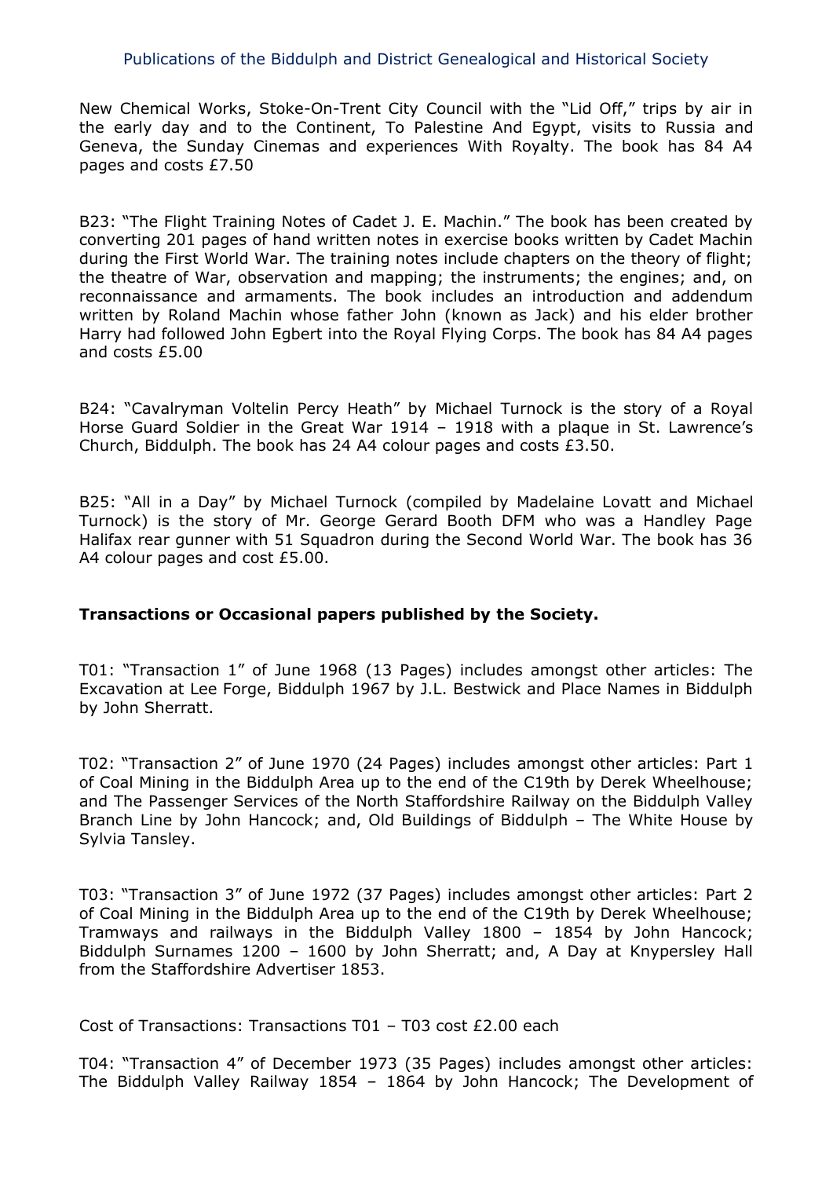New Chemical Works, Stoke-On-Trent City Council with the "Lid Off," trips by air in the early day and to the Continent, To Palestine And Egypt, visits to Russia and Geneva, the Sunday Cinemas and experiences With Royalty. The book has 84 A4 pages and costs £7.50

B23: "The Flight Training Notes of Cadet J. E. Machin." The book has been created by converting 201 pages of hand written notes in exercise books written by Cadet Machin during the First World War. The training notes include chapters on the theory of flight; the theatre of War, observation and mapping; the instruments; the engines; and, on reconnaissance and armaments. The book includes an introduction and addendum written by Roland Machin whose father John (known as Jack) and his elder brother Harry had followed John Egbert into the Royal Flying Corps. The book has 84 A4 pages and costs £5.00

B24: "Cavalryman Voltelin Percy Heath" by Michael Turnock is the story of a Royal Horse Guard Soldier in the Great War 1914 – 1918 with a plaque in St. Lawrence's Church, Biddulph. The book has 24 A4 colour pages and costs £3.50.

B25: "All in a Day" by Michael Turnock (compiled by Madelaine Lovatt and Michael Turnock) is the story of Mr. George Gerard Booth DFM who was a Handley Page Halifax rear gunner with 51 Squadron during the Second World War. The book has 36 A4 colour pages and cost £5.00.

**Transactions or Occasional papers published by the Society.**

T01: "Transaction 1" of June 1968 (13 Pages) includes amongst other articles: The Excavation at Lee Forge, Biddulph 1967 by J.L. Bestwick and Place Names in Biddulph by John Sherratt.

T02: "Transaction 2" of June 1970 (24 Pages) includes amongst other articles: Part 1 of Coal Mining in the Biddulph Area up to the end of the C19th by Derek Wheelhouse; and The Passenger Services of the North Staffordshire Railway on the Biddulph Valley Branch Line by John Hancock; and, Old Buildings of Biddulph – The White House by Sylvia Tansley.

T03: "Transaction 3" of June 1972 (37 Pages) includes amongst other articles: Part 2 of Coal Mining in the Biddulph Area up to the end of the C19th by Derek Wheelhouse; Tramways and railways in the Biddulph Valley 1800 – 1854 by John Hancock; Biddulph Surnames 1200 – 1600 by John Sherratt; and, A Day at Knypersley Hall from the Staffordshire Advertiser 1853.

Cost of Transactions: Transactions T01 – T03 cost £2.00 each

T04: "Transaction 4" of December 1973 (35 Pages) includes amongst other articles: The Biddulph Valley Railway 1854 – 1864 by John Hancock; The Development of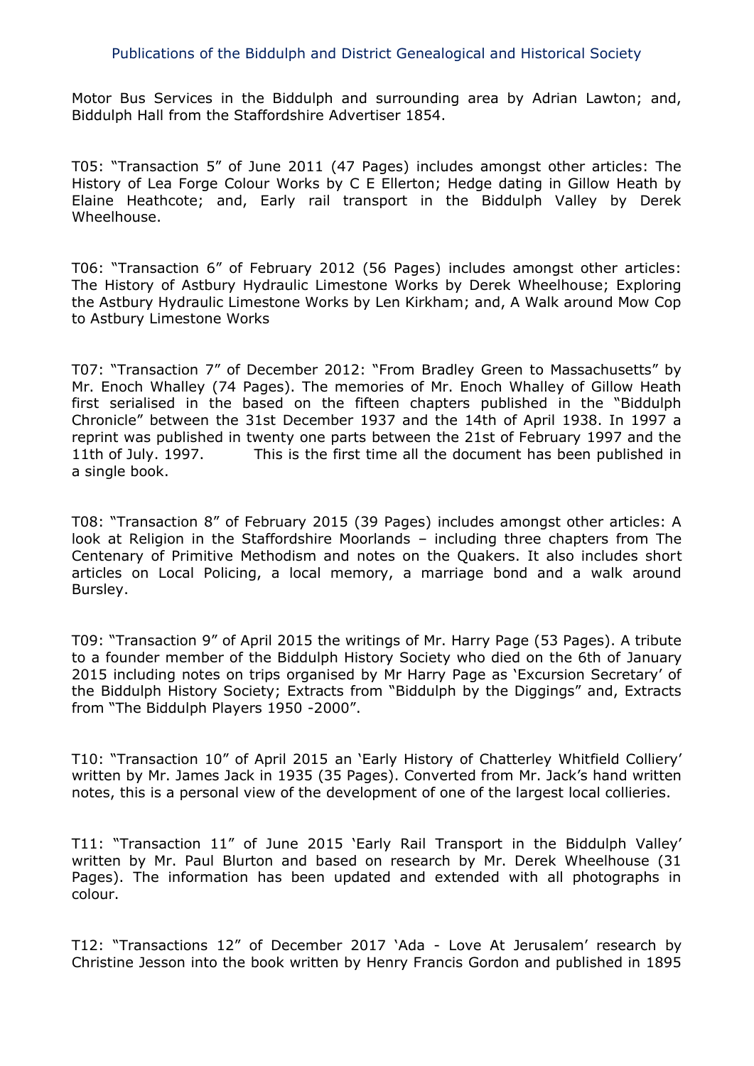Motor Bus Services in the Biddulph and surrounding area by Adrian Lawton; and, Biddulph Hall from the Staffordshire Advertiser 1854.

T05: "Transaction 5" of June 2011 (47 Pages) includes amongst other articles: The History of Lea Forge Colour Works by C E Ellerton; Hedge dating in Gillow Heath by Elaine Heathcote; and, Early rail transport in the Biddulph Valley by Derek Wheelhouse.

T06: "Transaction 6" of February 2012 (56 Pages) includes amongst other articles: The History of Astbury Hydraulic Limestone Works by Derek Wheelhouse; Exploring the Astbury Hydraulic Limestone Works by Len Kirkham; and, A Walk around Mow Cop to Astbury Limestone Works

T07: "Transaction 7" of December 2012: "From Bradley Green to Massachusetts" by Mr. Enoch Whalley (74 Pages). The memories of Mr. Enoch Whalley of Gillow Heath first serialised in the based on the fifteen chapters published in the "Biddulph Chronicle" between the 31st December 1937 and the 14th of April 1938. In 1997 a reprint was published in twenty one parts between the 21st of February 1997 and the 11th of July. 1997. This is the first time all the document has been published in a single book.

T08: "Transaction 8" of February 2015 (39 Pages) includes amongst other articles: A look at Religion in the Staffordshire Moorlands – including three chapters from The Centenary of Primitive Methodism and notes on the Quakers. It also includes short articles on Local Policing, a local memory, a marriage bond and a walk around Bursley.

T09: "Transaction 9" of April 2015 the writings of Mr. Harry Page (53 Pages). A tribute to a founder member of the Biddulph History Society who died on the 6th of January 2015 including notes on trips organised by Mr Harry Page as 'Excursion Secretary' of the Biddulph History Society; Extracts from "Biddulph by the Diggings" and, Extracts from "The Biddulph Players 1950 -2000".

T10: "Transaction 10" of April 2015 an 'Early History of Chatterley Whitfield Colliery' written by Mr. James Jack in 1935 (35 Pages). Converted from Mr. Jack's hand written notes, this is a personal view of the development of one of the largest local collieries.

T11: "Transaction 11" of June 2015 'Early Rail Transport in the Biddulph Valley' written by Mr. Paul Blurton and based on research by Mr. Derek Wheelhouse (31 Pages). The information has been updated and extended with all photographs in colour.

T12: "Transactions 12" of December 2017 'Ada - Love At Jerusalem' research by Christine Jesson into the book written by Henry Francis Gordon and published in 1895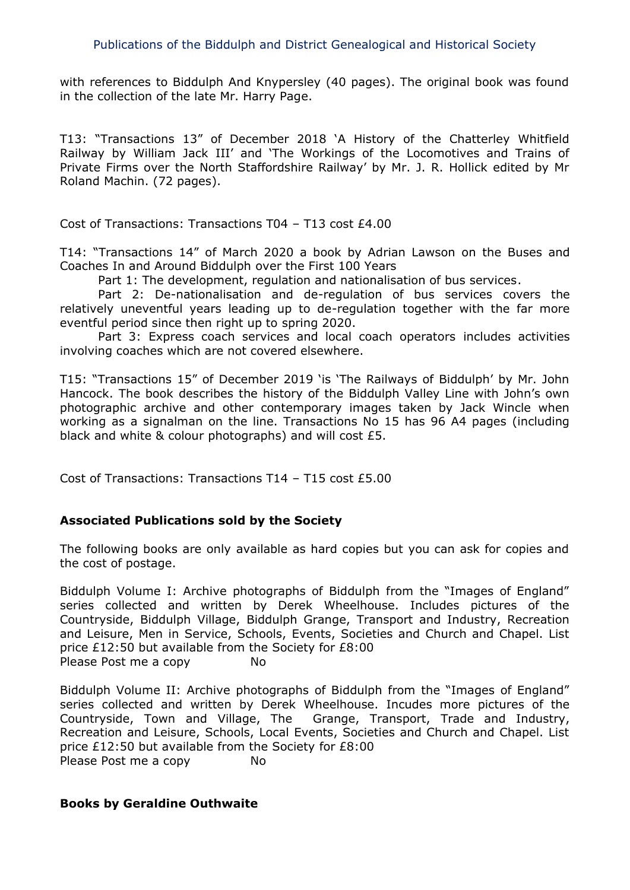with references to Biddulph And Knypersley (40 pages). The original book was found in the collection of the late Mr. Harry Page.

T13: "Transactions 13" of December 2018 'A History of the Chatterley Whitfield Railway by William Jack III' and 'The Workings of the Locomotives and Trains of Private Firms over the North Staffordshire Railway' by Mr. J. R. Hollick edited by Mr Roland Machin. (72 pages).

Cost of Transactions: Transactions T04 – T13 cost £4.00

T14: "Transactions 14" of March 2020 a book by Adrian Lawson on the Buses and Coaches In and Around Biddulph over the First 100 Years

Part 1: The development, regulation and nationalisation of bus services.

Part 2: De-nationalisation and de-regulation of bus services covers the relatively uneventful years leading up to de-regulation together with the far more eventful period since then right up to spring 2020.

Part 3: Express coach services and local coach operators includes activities involving coaches which are not covered elsewhere.

T15: "Transactions 15" of December 2019 'is 'The Railways of Biddulph' by Mr. John Hancock. The book describes the history of the Biddulph Valley Line with John's own photographic archive and other contemporary images taken by Jack Wincle when working as a signalman on the line. Transactions No 15 has 96 A4 pages (including black and white & colour photographs) and will cost £5.

Cost of Transactions: Transactions T14 – T15 cost £5.00

**Associated Publications sold by the Society**

The following books are only available as hard copies but you can ask for copies and the cost of postage.

Biddulph Volume I: Archive photographs of Biddulph from the "Images of England" series collected and written by Derek Wheelhouse. Includes pictures of the Countryside, Biddulph Village, Biddulph Grange, Transport and Industry, Recreation and Leisure, Men in Service, Schools, Events, Societies and Church and Chapel. List price £12:50 but available from the Society for £8:00
Please Post me a copy No

Biddulph Volume II: Archive photographs of Biddulph from the "Images of England" series collected and written by Derek Wheelhouse. Incudes more pictures of the Countryside, Town and Village, The Grange, Transport, Trade and Industry, Recreation and Leisure, Schools, Local Events, Societies and Church and Chapel. List price £12:50 but available from the Society for £8:00
Please Post me a copy No

**Books by Geraldine Outhwaite**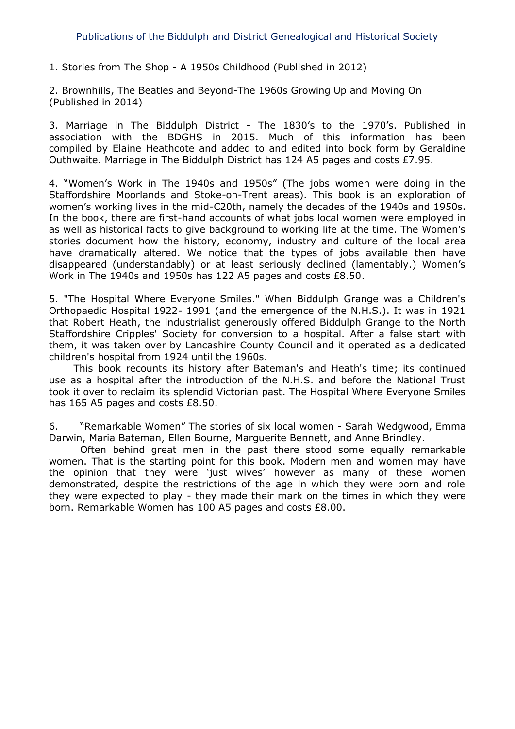## Publications of the Biddulph and District Genealogical and Historical Society

1. Stories from The Shop - A 1950s Childhood (Published in 2012)

2. Brownhills, The Beatles and Beyond-The 1960s Growing Up and Moving On (Published in 2014)

3. Marriage in The Biddulph District - The 1830's to the 1970's. Published in association with the BDGHS in 2015. Much of this information has been compiled by Elaine Heathcote and added to and edited into book form by Geraldine Outhwaite. Marriage in The Biddulph District has 124 A5 pages and costs £7.95.

4. "Women's Work in The 1940s and 1950s" (The jobs women were doing in the Staffordshire Moorlands and Stoke-on-Trent areas). This book is an exploration of women's working lives in the mid-C20th, namely the decades of the 1940s and 1950s. In the book, there are first-hand accounts of what jobs local women were employed in as well as historical facts to give background to working life at the time. The Women's stories document how the history, economy, industry and culture of the local area have dramatically altered. We notice that the types of jobs available then have disappeared (understandably) or at least seriously declined (lamentably.) Women's Work in The 1940s and 1950s has 122 A5 pages and costs £8.50.

5. "The Hospital Where Everyone Smiles." When Biddulph Grange was a Children's Orthopaedic Hospital 1922- 1991 (and the emergence of the N.H.S.). It was in 1921 that Robert Heath, the industrialist generously offered Biddulph Grange to the North Staffordshire Cripples' Society for conversion to a hospital. After a false start with them, it was taken over by Lancashire County Council and it operated as a dedicated children's hospital from 1924 until the 1960s.

This book recounts its history after Bateman's and Heath's time; its continued use as a hospital after the introduction of the N.H.S. and before the National Trust took it over to reclaim its splendid Victorian past. The Hospital Where Everyone Smiles has 165 A5 pages and costs £8.50.

6. "Remarkable Women" The stories of six local women - Sarah Wedgwood, Emma Darwin, Maria Bateman, Ellen Bourne, Marguerite Bennett, and Anne Brindley.

Often behind great men in the past there stood some equally remarkable women. That is the starting point for this book. Modern men and women may have the opinion that they were 'just wives' however as many of these women demonstrated, despite the restrictions of the age in which they were born and role they were expected to play - they made their mark on the times in which they were born. Remarkable Women has 100 A5 pages and costs £8.00.